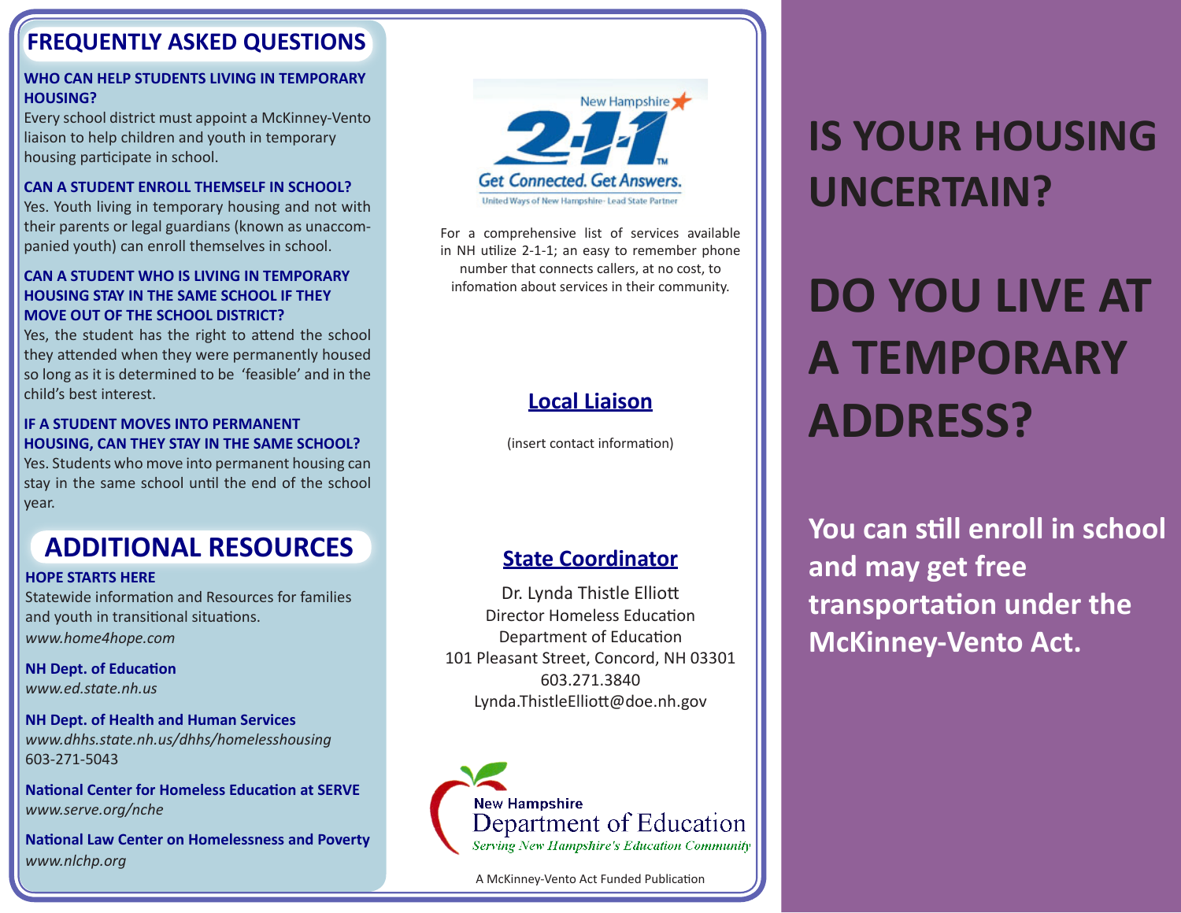## FREQUENTLY ASKED QUESTIONS

**WHO CAN HELP STUDENTS LIVING IN TEMPORARY HOUSING?**

Every school district must appoint a McKinney-Vento liaison to help children and youth in temporary housing participate in school.

**CAN A STUDENT ENROLL THEMSELF IN SCHOOL?**

Yes. Youth living in temporary housing and not with their parents or legal guardians (known as unaccompanied youth) can enroll themselves in school.

**CAN A STUDENT WHO IS LIVING IN TEMPORARY HOUSING STAY IN THE SAME SCHOOL IF THEY MOVE OUT OF THE SCHOOL DISTRICT?**

Yes, the student has the right to attend the school they attended when they were permanently housed so long as it is determined to be 'feasible' and in the child's best interest.

**IF A STUDENT MOVES INTO PERMANENT HOUSING, CAN THEY STAY IN THE SAME SCHOOL?**

Yes. Students who move into permanent housing can stay in the same school until the end of the school year.

## ADDITIONAL RESOURCES

**HOPE STARTS HERE**
Statewide information and Resources for families and youth in transitional situations.
*www.home4hope.com*

**NH Dept. of Education**
*www.ed.state.nh.us*

**NH Dept. of Health and Human Services**
*www.dhhs.state.nh.us/dhhs/homelesshousing*
603-271-5043

**National Center for Homeless Education at SERVE**
*www.serve.org/nche*

**National Law Center on Homelessness and Poverty**
*www.nlchp.org*

New Hampshire 2-1-1 Get Connected. Get Answers.
United Ways of New Hampshire- Lead State Partner

For a comprehensive list of services available in NH utilize 2-1-1; an easy to remember phone number that connects callers, at no cost, to infomation about services in their community.

### Local Liaison

(insert contact information)

### State Coordinator

Dr. Lynda Thistle Elliott
Director Homeless Education
Department of Education
101 Pleasant Street, Concord, NH 03301
603.271.3840
Lynda.ThistleElliott@doe.nh.gov

New Hampshire Department of Education
*Serving New Hampshire's Education Community*

A McKinney-Vento Act Funded Publication

# IS YOUR HOUSING UNCERTAIN?

# DO YOU LIVE AT A TEMPORARY ADDRESS?

**You can still enroll in school and may get free transportation under the McKinney-Vento Act.**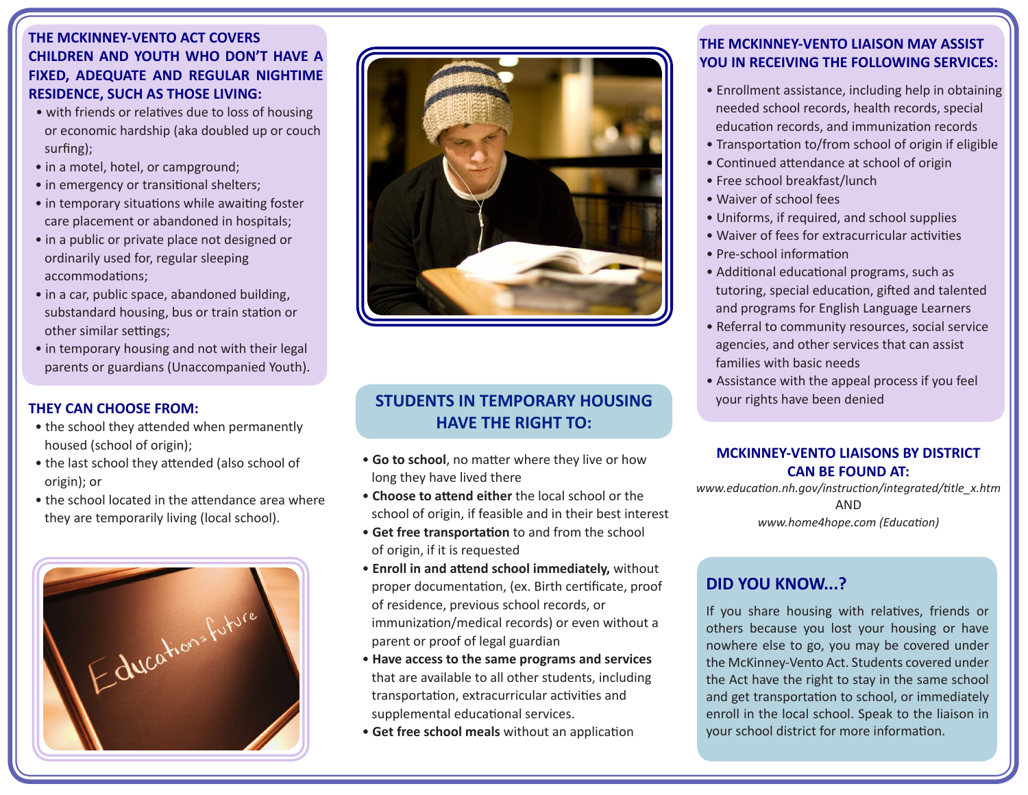## THE MCKINNEY-VENTO ACT COVERS CHILDREN AND YOUTH WHO DON'T HAVE A FIXED, ADEQUATE AND REGULAR NIGHTIME RESIDENCE, SUCH AS THOSE LIVING:

- with friends or relatives due to loss of housing or economic hardship (aka doubled up or couch surfing);
- in a motel, hotel, or campground;
- in emergency or transitional shelters;
- in temporary situations while awaiting foster care placement or abandoned in hospitals;
- in a public or private place not designed or ordinarily used for, regular sleeping accommodations;
- in a car, public space, abandoned building, substandard housing, bus or train station or other similar settings;
- in temporary housing and not with their legal parents or guardians (Unaccompanied Youth).

### THEY CAN CHOOSE FROM:

- the school they attended when permanently housed (school of origin);
- the last school they attended (also school of origin); or
- the school located in the attendance area where they are temporarily living (local school).

## STUDENTS IN TEMPORARY HOUSING HAVE THE RIGHT TO:

- **Go to school**, no matter where they live or how long they have lived there
- **Choose to attend either** the local school or the school of origin, if feasible and in their best interest
- **Get free transportation** to and from the school of origin, if it is requested
- **Enroll in and attend school immediately,** without proper documentation, (ex. Birth certificate, proof of residence, previous school records, or immunization/medical records) or even without a parent or proof of legal guardian
- **Have access to the same programs and services** that are available to all other students, including transportation, extracurricular activities and supplemental educational services.
- **Get free school meals** without an application

## THE MCKINNEY-VENTO LIAISON MAY ASSIST YOU IN RECEIVING THE FOLLOWING SERVICES:

- Enrollment assistance, including help in obtaining needed school records, health records, special education records, and immunization records
- Transportation to/from school of origin if eligible
- Continued attendance at school of origin
- Free school breakfast/lunch
- Waiver of school fees
- Uniforms, if required, and school supplies
- Waiver of fees for extracurricular activities
- Pre-school information
- Additional educational programs, such as tutoring, special education, gifted and talented and programs for English Language Learners
- Referral to community resources, social service agencies, and other services that can assist families with basic needs
- Assistance with the appeal process if you feel your rights have been denied

### MCKINNEY-VENTO LIAISONS BY DISTRICT CAN BE FOUND AT:

*www.education.nh.gov/instruction/integrated/title_x.htm*
AND
*www.home4hope.com (Education)*

## DID YOU KNOW...?

If you share housing with relatives, friends or others because you lost your housing or have nowhere else to go, you may be covered under the McKinney-Vento Act. Students covered under the Act have the right to stay in the same school and get transportation to school, or immediately enroll in the local school. Speak to the liaison in your school district for more information.